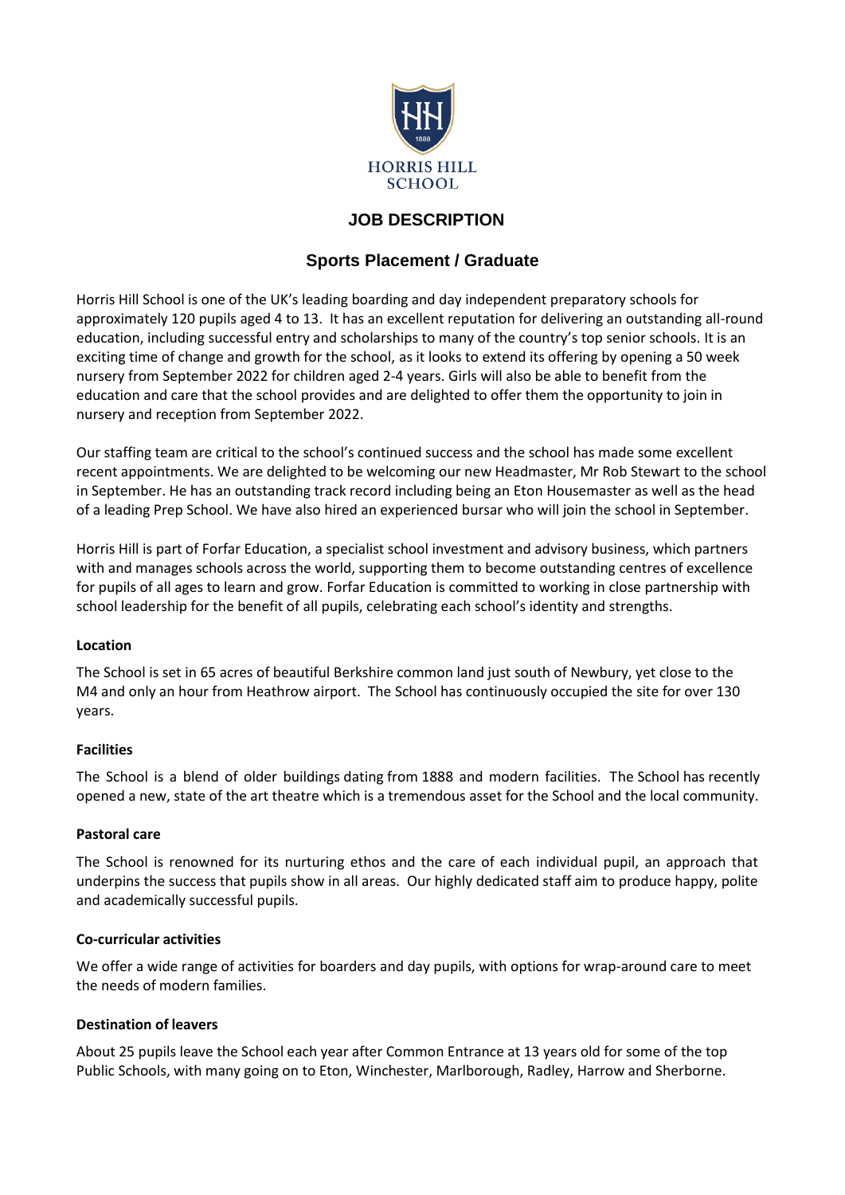HORRIS HILL SCHOOL

# JOB DESCRIPTION

## Sports Placement / Graduate

Horris Hill School is one of the UK's leading boarding and day independent preparatory schools for approximately 120 pupils aged 4 to 13. It has an excellent reputation for delivering an outstanding all-round education, including successful entry and scholarships to many of the country's top senior schools. It is an exciting time of change and growth for the school, as it looks to extend its offering by opening a 50 week nursery from September 2022 for children aged 2-4 years. Girls will also be able to benefit from the education and care that the school provides and are delighted to offer them the opportunity to join in nursery and reception from September 2022.

Our staffing team are critical to the school's continued success and the school has made some excellent recent appointments. We are delighted to be welcoming our new Headmaster, Mr Rob Stewart to the school in September. He has an outstanding track record including being an Eton Housemaster as well as the head of a leading Prep School. We have also hired an experienced bursar who will join the school in September.

Horris Hill is part of Forfar Education, a specialist school investment and advisory business, which partners with and manages schools across the world, supporting them to become outstanding centres of excellence for pupils of all ages to learn and grow. Forfar Education is committed to working in close partnership with school leadership for the benefit of all pupils, celebrating each school's identity and strengths.

**Location**

The School is set in 65 acres of beautiful Berkshire common land just south of Newbury, yet close to the M4 and only an hour from Heathrow airport. The School has continuously occupied the site for over 130 years.

**Facilities**

The School is a blend of older buildings dating from 1888 and modern facilities. The School has recently opened a new, state of the art theatre which is a tremendous asset for the School and the local community.

**Pastoral care**

The School is renowned for its nurturing ethos and the care of each individual pupil, an approach that underpins the success that pupils show in all areas. Our highly dedicated staff aim to produce happy, polite and academically successful pupils.

**Co-curricular activities**

We offer a wide range of activities for boarders and day pupils, with options for wrap-around care to meet the needs of modern families.

**Destination of leavers**

About 25 pupils leave the School each year after Common Entrance at 13 years old for some of the top Public Schools, with many going on to Eton, Winchester, Marlborough, Radley, Harrow and Sherborne.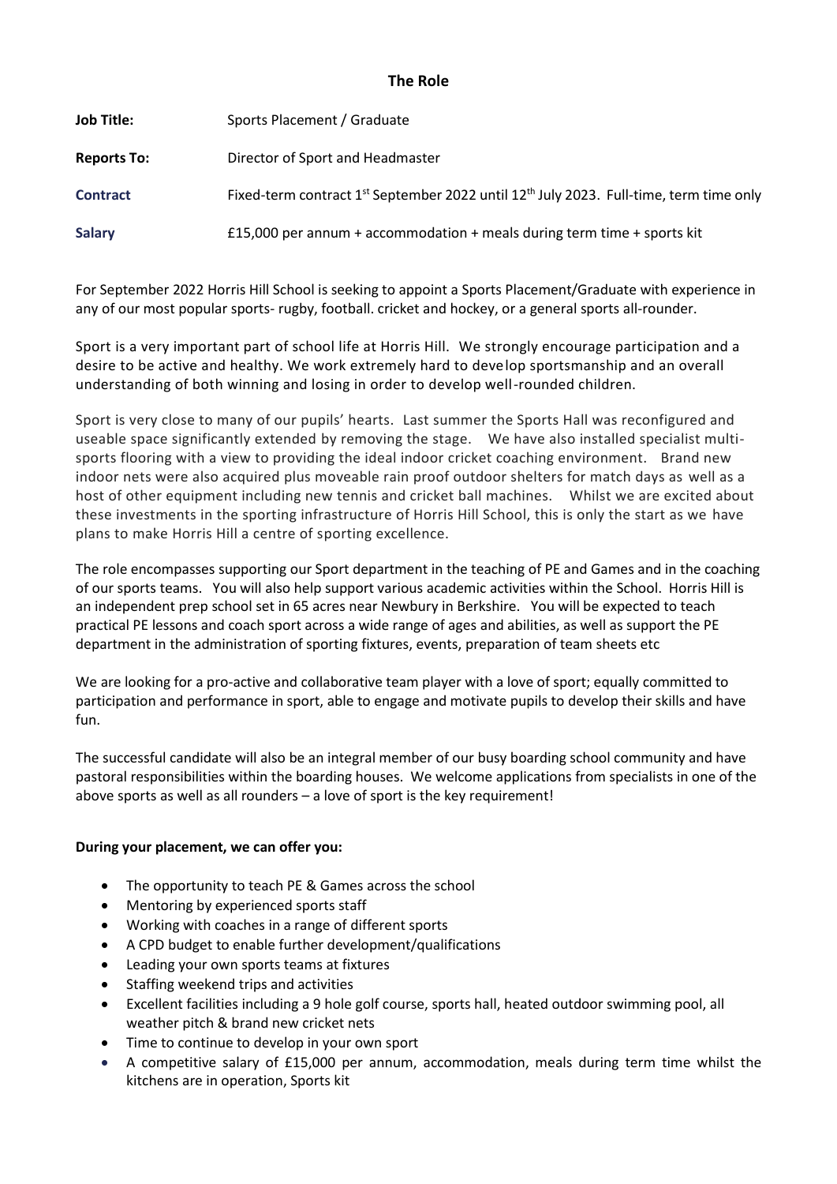## The Role

| | |
|---|---|
| **Job Title:** | Sports Placement / Graduate |
| **Reports To:** | Director of Sport and Headmaster |
| **Contract** | Fixed-term contract 1st September 2022 until 12th July 2023. Full-time, term time only |
| **Salary** | £15,000 per annum + accommodation + meals during term time + sports kit |

For September 2022 Horris Hill School is seeking to appoint a Sports Placement/Graduate with experience in any of our most popular sports- rugby, football. cricket and hockey, or a general sports all-rounder.

Sport is a very important part of school life at Horris Hill. We strongly encourage participation and a desire to be active and healthy. We work extremely hard to develop sportsmanship and an overall understanding of both winning and losing in order to develop well-rounded children.

Sport is very close to many of our pupils' hearts. Last summer the Sports Hall was reconfigured and useable space significantly extended by removing the stage. We have also installed specialist multi-sports flooring with a view to providing the ideal indoor cricket coaching environment. Brand new indoor nets were also acquired plus moveable rain proof outdoor shelters for match days as well as a host of other equipment including new tennis and cricket ball machines. Whilst we are excited about these investments in the sporting infrastructure of Horris Hill School, this is only the start as we have plans to make Horris Hill a centre of sporting excellence.

The role encompasses supporting our Sport department in the teaching of PE and Games and in the coaching of our sports teams. You will also help support various academic activities within the School. Horris Hill is an independent prep school set in 65 acres near Newbury in Berkshire. You will be expected to teach practical PE lessons and coach sport across a wide range of ages and abilities, as well as support the PE department in the administration of sporting fixtures, events, preparation of team sheets etc

We are looking for a pro-active and collaborative team player with a love of sport; equally committed to participation and performance in sport, able to engage and motivate pupils to develop their skills and have fun.

The successful candidate will also be an integral member of our busy boarding school community and have pastoral responsibilities within the boarding houses. We welcome applications from specialists in one of the above sports as well as all rounders – a love of sport is the key requirement!

**During your placement, we can offer you:**

- The opportunity to teach PE & Games across the school
- Mentoring by experienced sports staff
- Working with coaches in a range of different sports
- A CPD budget to enable further development/qualifications
- Leading your own sports teams at fixtures
- Staffing weekend trips and activities
- Excellent facilities including a 9 hole golf course, sports hall, heated outdoor swimming pool, all weather pitch & brand new cricket nets
- Time to continue to develop in your own sport
- A competitive salary of £15,000 per annum, accommodation, meals during term time whilst the kitchens are in operation, Sports kit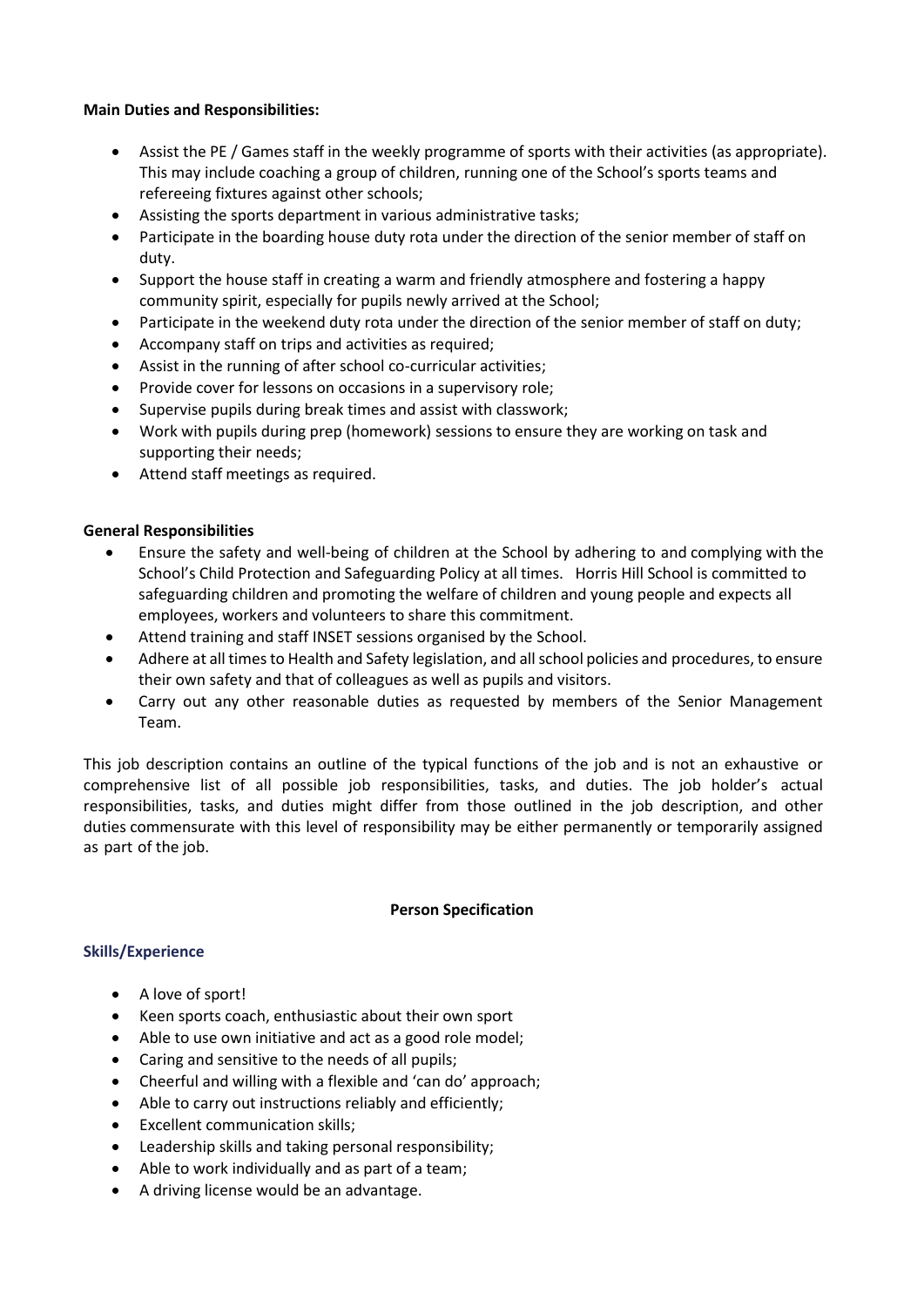**Main Duties and Responsibilities:**

- Assist the PE / Games staff in the weekly programme of sports with their activities (as appropriate). This may include coaching a group of children, running one of the School's sports teams and refereeing fixtures against other schools;
- Assisting the sports department in various administrative tasks;
- Participate in the boarding house duty rota under the direction of the senior member of staff on duty.
- Support the house staff in creating a warm and friendly atmosphere and fostering a happy community spirit, especially for pupils newly arrived at the School;
- Participate in the weekend duty rota under the direction of the senior member of staff on duty;
- Accompany staff on trips and activities as required;
- Assist in the running of after school co-curricular activities;
- Provide cover for lessons on occasions in a supervisory role;
- Supervise pupils during break times and assist with classwork;
- Work with pupils during prep (homework) sessions to ensure they are working on task and supporting their needs;
- Attend staff meetings as required.

**General Responsibilities**

- Ensure the safety and well-being of children at the School by adhering to and complying with the School's Child Protection and Safeguarding Policy at all times. Horris Hill School is committed to safeguarding children and promoting the welfare of children and young people and expects all employees, workers and volunteers to share this commitment.
- Attend training and staff INSET sessions organised by the School.
- Adhere at all times to Health and Safety legislation, and all school policies and procedures, to ensure their own safety and that of colleagues as well as pupils and visitors.
- Carry out any other reasonable duties as requested by members of the Senior Management Team.

This job description contains an outline of the typical functions of the job and is not an exhaustive or comprehensive list of all possible job responsibilities, tasks, and duties. The job holder's actual responsibilities, tasks, and duties might differ from those outlined in the job description, and other duties commensurate with this level of responsibility may be either permanently or temporarily assigned as part of the job.

**Person Specification**

**Skills/Experience**

- A love of sport!
- Keen sports coach, enthusiastic about their own sport
- Able to use own initiative and act as a good role model;
- Caring and sensitive to the needs of all pupils;
- Cheerful and willing with a flexible and 'can do' approach;
- Able to carry out instructions reliably and efficiently;
- Excellent communication skills;
- Leadership skills and taking personal responsibility;
- Able to work individually and as part of a team;
- A driving license would be an advantage.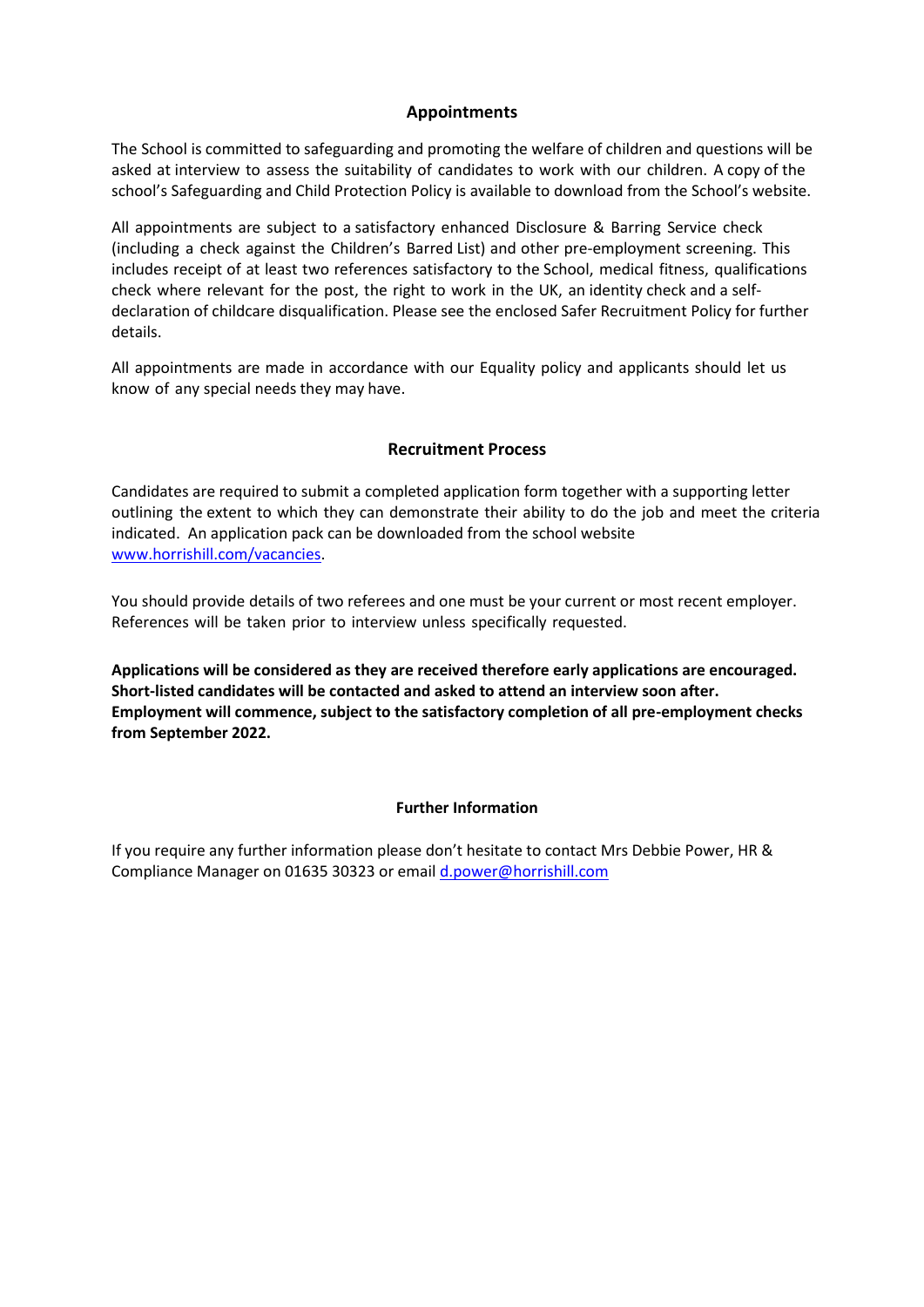## Appointments

The School is committed to safeguarding and promoting the welfare of children and questions will be asked at interview to assess the suitability of candidates to work with our children. A copy of the school's Safeguarding and Child Protection Policy is available to download from the School's website.

All appointments are subject to a satisfactory enhanced Disclosure & Barring Service check (including a check against the Children's Barred List) and other pre-employment screening. This includes receipt of at least two references satisfactory to the School, medical fitness, qualifications check where relevant for the post, the right to work in the UK, an identity check and a self-declaration of childcare disqualification. Please see the enclosed Safer Recruitment Policy for further details.

All appointments are made in accordance with our Equality policy and applicants should let us know of any special needs they may have.

## Recruitment Process

Candidates are required to submit a completed application form together with a supporting letter outlining the extent to which they can demonstrate their ability to do the job and meet the criteria indicated. An application pack can be downloaded from the school website [www.horrishill.com/vacancies](www.horrishill.com/vacancies).

You should provide details of two referees and one must be your current or most recent employer. References will be taken prior to interview unless specifically requested.

**Applications will be considered as they are received therefore early applications are encouraged. Short-listed candidates will be contacted and asked to attend an interview soon after. Employment will commence, subject to the satisfactory completion of all pre-employment checks from September 2022.**

## Further Information

If you require any further information please don't hesitate to contact Mrs Debbie Power, HR & Compliance Manager on 01635 30323 or email [d.power@horrishill.com](mailto:d.power@horrishill.com)